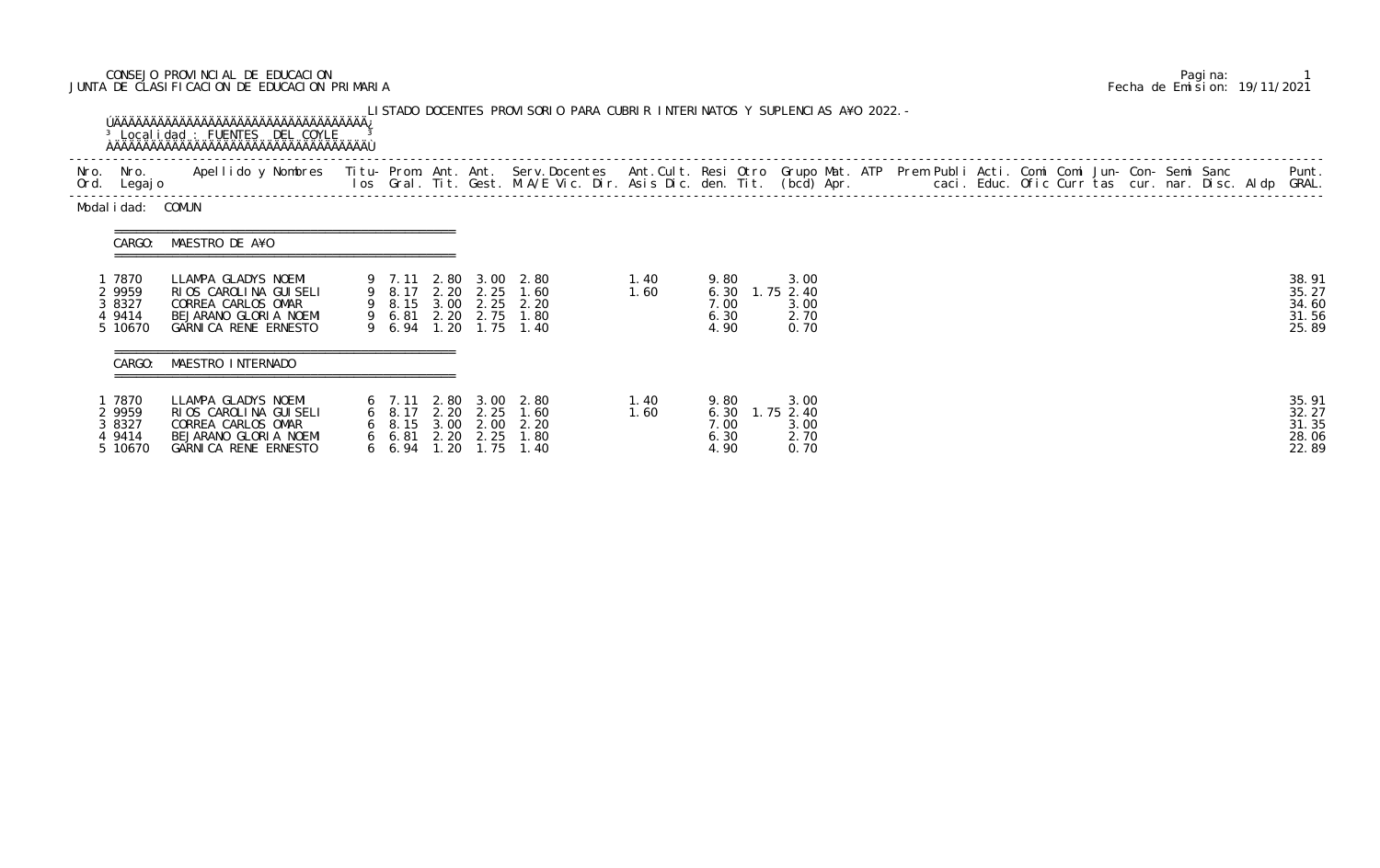CONSEJO PROVINCIAL DE EDUCACION
JUNTA DE CLASIFICACION DE EDUCACION PRIMARIA

Fecha de Emision: 19/11/2021

LISTADO DOCENTES PROVISORIO PARA CUBRIR INTERINATOS Y SUPLENCIAS A¥O 2022.-

Localidad : FUENTES DEL COYLE

Modalidad: COMUN

CARGO: MAESTRO DE A¥O

| Nro. Ord. | Nro. Legajo | Apellido y Nombres | Titulos | Prom. Gral. | Ant. Tit. | Ant. Gest. | Serv.Docentes M.A/E Vic. Dir. | Ant.Cult. Asis Dic. | Resi den. | Otro Tit. | Grupo Mat. (bcd) | ATP Apr. | Prem | Publi caci. | Acti. Educ. | Comi Ofic | Comi Curr | Jun- tas | Con- cur. | Semi nar. | Sanc Disc. | Aldp | Punt. GRAL. |
|---|---|---|---|---|---|---|---|---|---|---|---|---|---|---|---|---|---|---|---|---|---|---|---|
| 1 | 7870 | LLAMPA GLADYS NOEMI | 9 | 7.11 | 2.80 | 3.00 | 2.80 | 1.40 | 9.80 | | 3.00 | | | | | | | | | | | | 38.91 |
| 2 | 9959 | RIOS CAROLINA GUISELI | 9 | 8.17 | 2.20 | 2.25 | 1.60 | 1.60 | 6.30 | 1.75 | 2.40 | | | | | | | | | | | | 35.27 |
| 3 | 8327 | CORREA CARLOS OMAR | 9 | 8.15 | 3.00 | 2.25 | 2.20 | | 7.00 | | 3.00 | | | | | | | | | | | | 34.60 |
| 4 | 9414 | BEJARANO GLORIA NOEMI | 9 | 6.81 | 2.20 | 2.75 | 1.80 | | 6.30 | | 2.70 | | | | | | | | | | | | 31.56 |
| 5 | 10670 | GARNICA RENE ERNESTO | 9 | 6.94 | 1.20 | 1.75 | 1.40 | | 4.90 | | 0.70 | | | | | | | | | | | | 25.89 |

CARGO: MAESTRO INTERNADO

| Nro. Ord. | Nro. Legajo | Apellido y Nombres | Titulos | Prom. Gral. | Ant. Tit. | Ant. Gest. | Serv.Docentes M.A/E Vic. Dir. | Ant.Cult. Asis Dic. | Resi den. | Otro Tit. | Grupo Mat. (bcd) | ATP Apr. | Prem | Publi caci. | Acti. Educ. | Comi Ofic | Comi Curr | Jun- tas | Con- cur. | Semi nar. | Sanc Disc. | Aldp | Punt. GRAL. |
|---|---|---|---|---|---|---|---|---|---|---|---|---|---|---|---|---|---|---|---|---|---|---|---|
| 1 | 7870 | LLAMPA GLADYS NOEMI | 6 | 7.11 | 2.80 | 3.00 | 2.80 | 1.40 | 9.80 | | 3.00 | | | | | | | | | | | | 35.91 |
| 2 | 9959 | RIOS CAROLINA GUISELI | 6 | 8.17 | 2.20 | 2.25 | 1.60 | 1.60 | 6.30 | 1.75 | 2.40 | | | | | | | | | | | | 32.27 |
| 3 | 8327 | CORREA CARLOS OMAR | 6 | 8.15 | 3.00 | 2.00 | 2.20 | | 7.00 | | 3.00 | | | | | | | | | | | | 31.35 |
| 4 | 9414 | BEJARANO GLORIA NOEMI | 6 | 6.81 | 2.20 | 2.25 | 1.80 | | 6.30 | | 2.70 | | | | | | | | | | | | 28.06 |
| 5 | 10670 | GARNICA RENE ERNESTO | 6 | 6.94 | 1.20 | 1.75 | 1.40 | | 4.90 | | 0.70 | | | | | | | | | | | | 22.89 |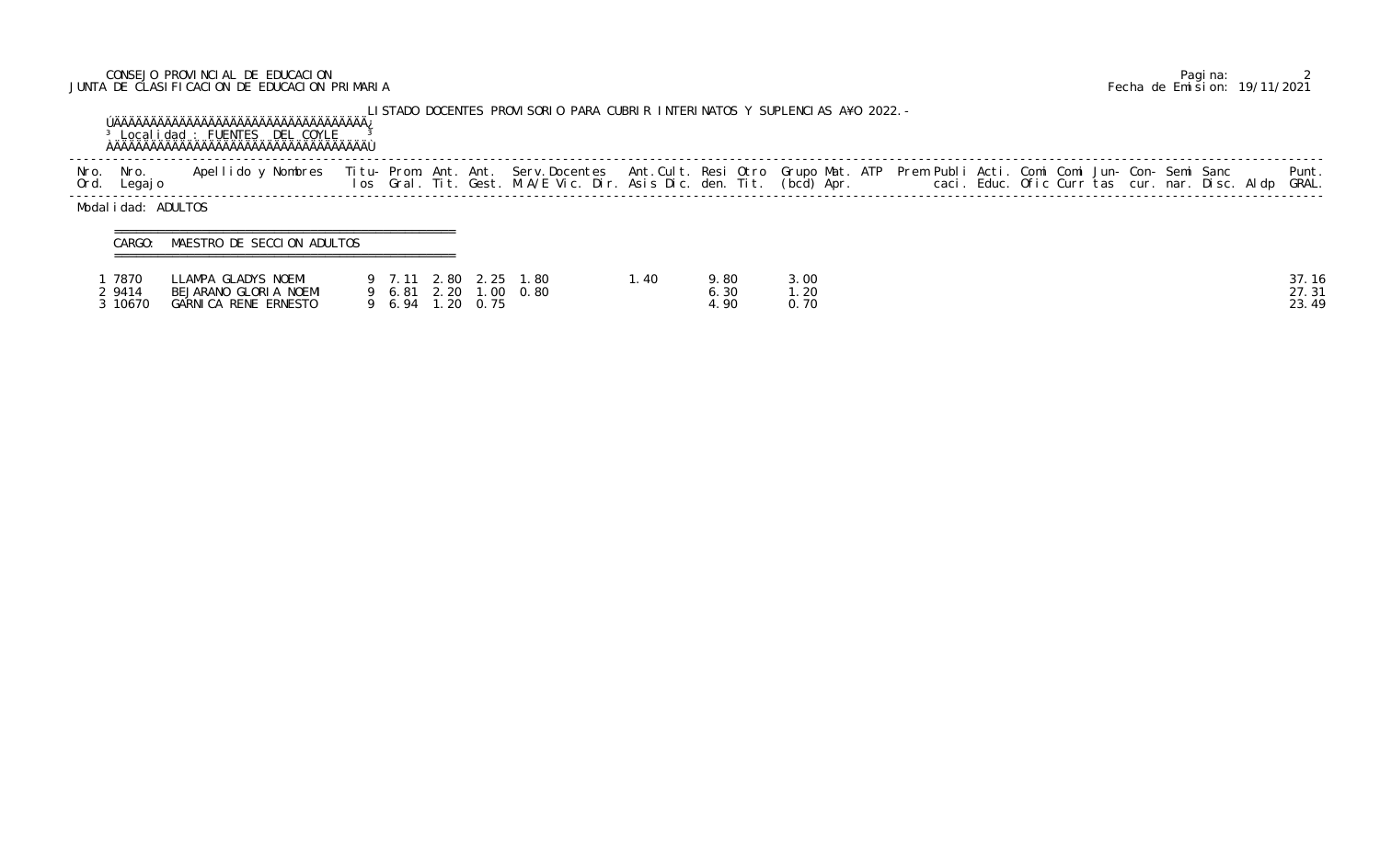CONSEJO PROVINCIAL DE EDUCACION
JUNTA DE CLASIFICACION DE EDUCACION PRIMARIA

Pagina: 2
Fecha de Emision: 19/11/2021

LISTADO DOCENTES PROVISORIO PARA CUBRIR INTERINATOS Y SUPLENCIAS A¥O 2022.-

Localidad : FUENTES DEL COYLE

Modalidad: ADULTOS

CARGO: MAESTRO DE SECCION ADULTOS

| Nro. Ord. | Nro. Legajo | Apellido y Nombres | Titulos | Prom. Gral. | Ant. Tit. | Ant. Gest. | Serv.Docentes M.A/E | Vic. | Dir. | Ant.Cult. Asis | Resi Dic. | Otro den. | Grupo Tit. (bcd) | Mat. Apr. | ATP | Prem | Publi caci. | Acti. Educ. | Comi Ofic | Comi Curr | Jun- tas | Con- cur. | Semi nar. | Sanc Disc. | Aldp | Punt. GRAL. |
|---|---|---|---|---|---|---|---|---|---|---|---|---|---|---|---|---|---|---|---|---|---|---|---|---|---|---|
| 1 | 7870 | LLAMPA GLADYS NOEMI | 9 | 7.11 | 2.80 | 2.25 | 1.80 | | | 1.40 | | 9.80 | 3.00 | | | | | | | | | | | | | 37.16 |
| 2 | 9414 | BEJARANO GLORIA NOEMI | 9 | 6.81 | 2.20 | 1.00 | 0.80 | | | | | 6.30 | 1.20 | | | | | | | | | | | | | 27.31 |
| 3 | 10670 | GARNICA RENE ERNESTO | 9 | 6.94 | 1.20 | 0.75 | | | | | | 4.90 | 0.70 | | | | | | | | | | | | | 23.49 |